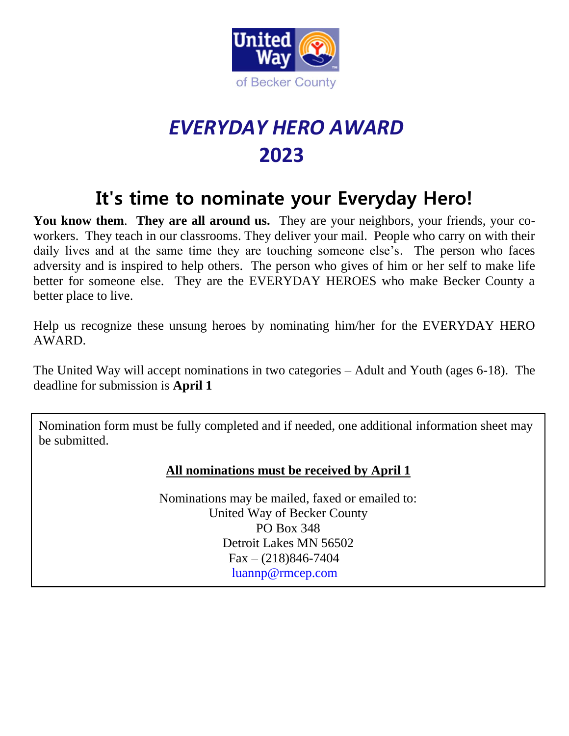United Way of Becker County

# *EVERYDAY HERO AWARD*
# 2023

## It's time to nominate your Everyday Hero!

**You know them**. **They are all around us.** They are your neighbors, your friends, your co-workers. They teach in our classrooms. They deliver your mail. People who carry on with their daily lives and at the same time they are touching someone else's. The person who faces adversity and is inspired to help others. The person who gives of him or her self to make life better for someone else. They are the EVERYDAY HEROES who make Becker County a better place to live.

Help us recognize these unsung heroes by nominating him/her for the EVERYDAY HERO AWARD.

The United Way will accept nominations in two categories – Adult and Youth (ages 6-18). The deadline for submission is **April 1**

Nomination form must be fully completed and if needed, one additional information sheet may be submitted.

**<u>All nominations must be received by April 1</u>**

Nominations may be mailed, faxed or emailed to:
United Way of Becker County
PO Box 348
Detroit Lakes MN 56502
Fax – (218)846-7404
luannp@rmcep.com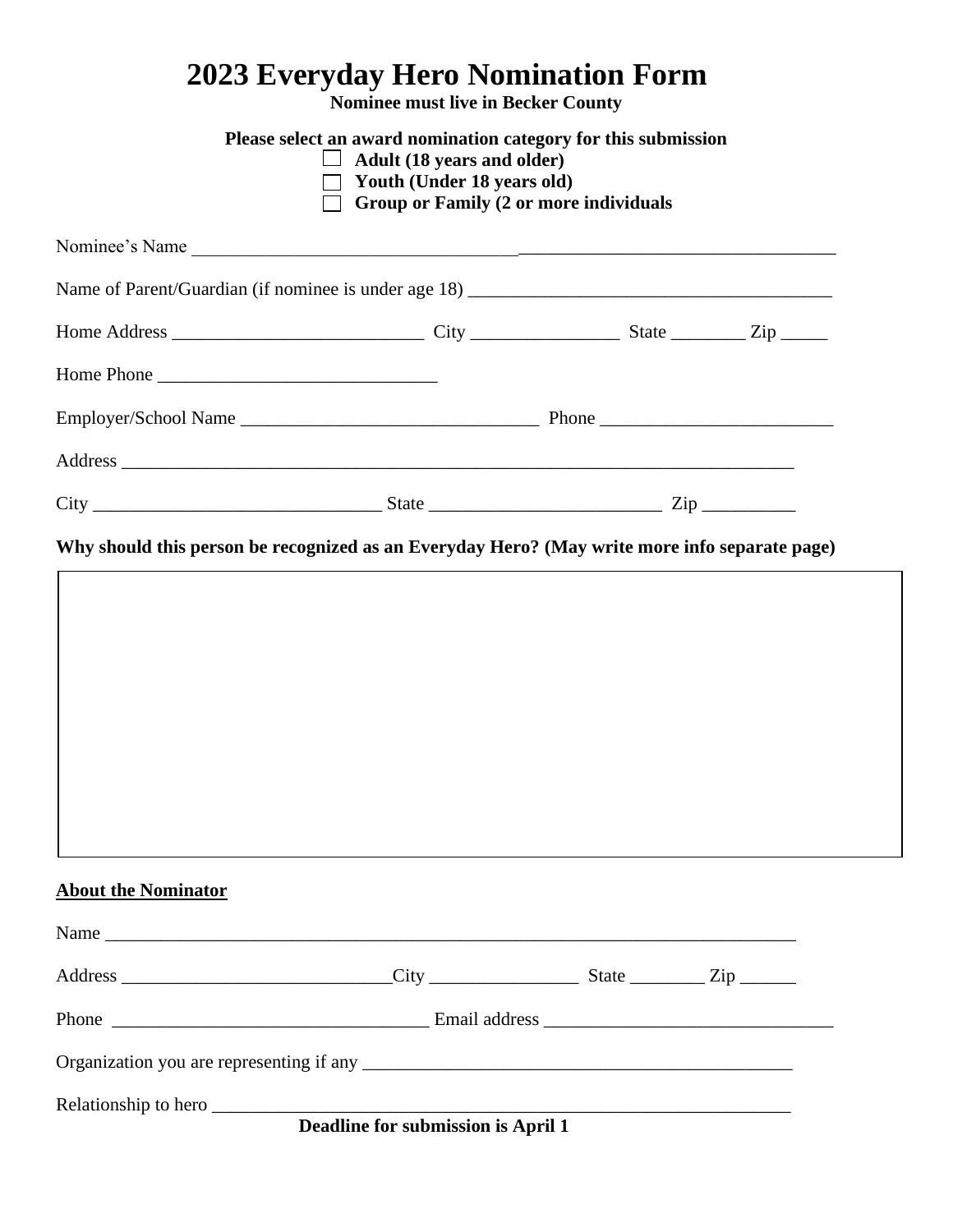# 2023 Everyday Hero Nomination Form

**Nominee must live in Becker County**

**Please select an award nomination category for this submission**

- ☐ **Adult (18 years and older)**
- ☐ **Youth (Under 18 years old)**
- ☐ **Group or Family (2 or more individuals**

Nominee's Name ______________________________________________________________________

Name of Parent/Guardian (if nominee is under age 18) _______________________________________

Home Address ___________________________ City ________________ State ________ Zip _____

Home Phone ______________________________

Employer/School Name ________________________________ Phone _________________________

Address ___________________________________________________________________________

City _______________________________ State _________________________ Zip __________

**Why should this person be recognized as an Everyday Hero? (May write more info separate page)**

**<u>About the Nominator</u>**

Name _____________________________________________________________________________

Address _____________________________City ________________ State ________ Zip ______

Phone __________________________________ Email address _______________________________

Organization you are representing if any ___________________________________________________

Relationship to hero _________________________________________________________________

**Deadline for submission is April 1**